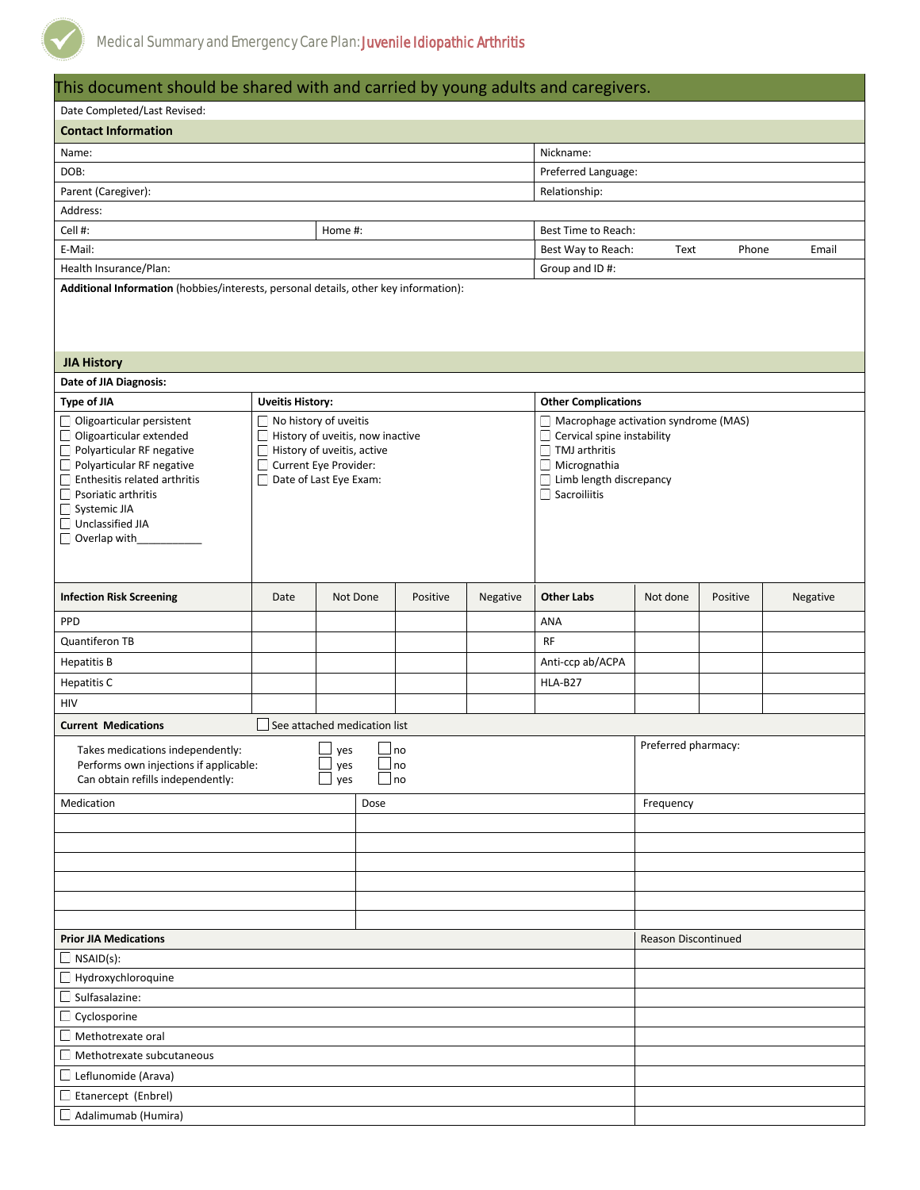# Medical Summary and Emergency Care Plan: Juvenile Idiopathic Arthritis

**This document should be shared with and carried by young adults and caregivers.**

Date Completed/Last Revised:

## Contact Information

| | | |
|---|---|---|
| Name: | | Nickname: |
| DOB: | | Preferred Language: |
| Parent (Caregiver): | | Relationship: |
| Address: | | |
| Cell #: | Home #: | Best Time to Reach: |
| E-Mail: | | Best Way to Reach: Text Phone Email |
| Health Insurance/Plan: | | Group and ID #: |

**Additional Information** (hobbies/interests, personal details, other key information):

## JIA History

**Date of JIA Diagnosis:**

| Type of JIA | Uveitis History: | Other Complications |
|---|---|---|
| ☐ Oligoarticular persistent | ☐ No history of uveitis | ☐ Macrophage activation syndrome (MAS) |
| ☐ Oligoarticular extended | ☐ History of uveitis, now inactive | ☐ Cervical spine instability |
| ☐ Polyarticular RF negative | ☐ History of uveitis, active | ☐ TMJ arthritis |
| ☐ Polyarticular RF negative | ☐ Current Eye Provider: | ☐ Micrognathia |
| ☐ Enthesitis related arthritis | ☐ Date of Last Eye Exam: | ☐ Limb length discrepancy |
| ☐ Psoriatic arthritis | | ☐ Sacroiliitis |
| ☐ Systemic JIA | | |
| ☐ Unclassified JIA | | |
| ☐ Overlap with___________ | | |

| Infection Risk Screening | Date | Not Done | Positive | Negative | Other Labs | Not done | Positive | Negative |
|---|---|---|---|---|---|---|---|---|
| PPD | | | | | ANA | | | |
| Quantiferon TB | | | | | RF | | | |
| Hepatitis B | | | | | Anti-ccp ab/ACPA | | | |
| Hepatitis C | | | | | HLA-B27 | | | |
| HIV | | | | | | | | |

## Current Medications

☐ See attached medication list

| | | | |
|---|---|---|---|
| Takes medications independently: | ☐ yes | ☐ no | Preferred pharmacy: |
| Performs own injections if applicable: | ☐ yes | ☐ no | |
| Can obtain refills independently: | ☐ yes | ☐ no | |

| Medication | Dose | Frequency |
|---|---|---|
| | | |
| | | |
| | | |
| | | |
| | | |
| | | |

| Prior JIA Medications | Reason Discontinued |
|---|---|
| ☐ NSAID(s): | |
| ☐ Hydroxychloroquine | |
| ☐ Sulfasalazine: | |
| ☐ Cyclosporine | |
| ☐ Methotrexate oral | |
| ☐ Methotrexate subcutaneous | |
| ☐ Leflunomide (Arava) | |
| ☐ Etanercept (Enbrel) | |
| ☐ Adalimumab (Humira) | |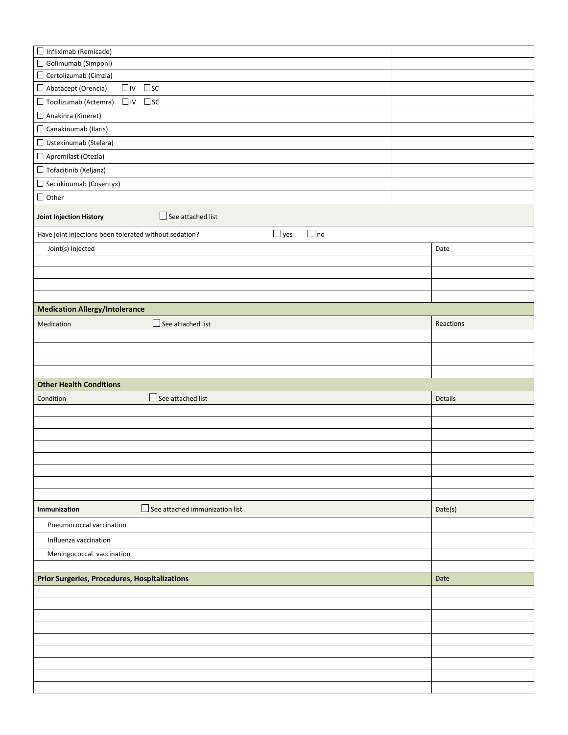| | |
|---|---|
| ☐ Infliximab (Remicade) | |
| ☐ Golimumab (Simponi) | |
| ☐ Certolizumab (Cimzia) | |
| ☐ Abatacept (Orencia) ☐ IV ☐ SC | |
| ☐ Tocilizumab (Actemra) ☐ IV ☐ SC | |
| ☐ Anakinra (Kineret) | |
| ☐ Canakinumab (Ilaris) | |
| ☐ Ustekinumab (Stelara) | |
| ☐ Apremilast (Otezla) | |
| ☐ Tofacitinib (Xeljanz) | |
| ☐ Secukinumab (Cosentyx) | |
| ☐ Other | |

**Joint Injection History** ☐ See attached list

Have joint injections been tolerated without sedation? ☐ yes ☐ no

| Joint(s) Injected | Date |
|---|---|
| | |
| | |
| | |
| | |

## Medication Allergy/Intolerance

| Medication ☐ See attached list | Reactions |
|---|---|
| | |
| | |
| | |
| | |

## Other Health Conditions

| Condition ☐ See attached list | Details |
|---|---|
| | |
| | |
| | |
| | |
| | |
| | |
| | |
| | |

| **Immunization** ☐ See attached immunization list | Date(s) |
|---|---|
| Pneumococcal vaccination | |
| Influenza vaccination | |
| Meningococcal vaccination | |
| | |

| **Prior Surgeries, Procedures, Hospitalizations** | Date |
|---|---|
| | |
| | |
| | |
| | |
| | |
| | |
| | |
| | |
| | |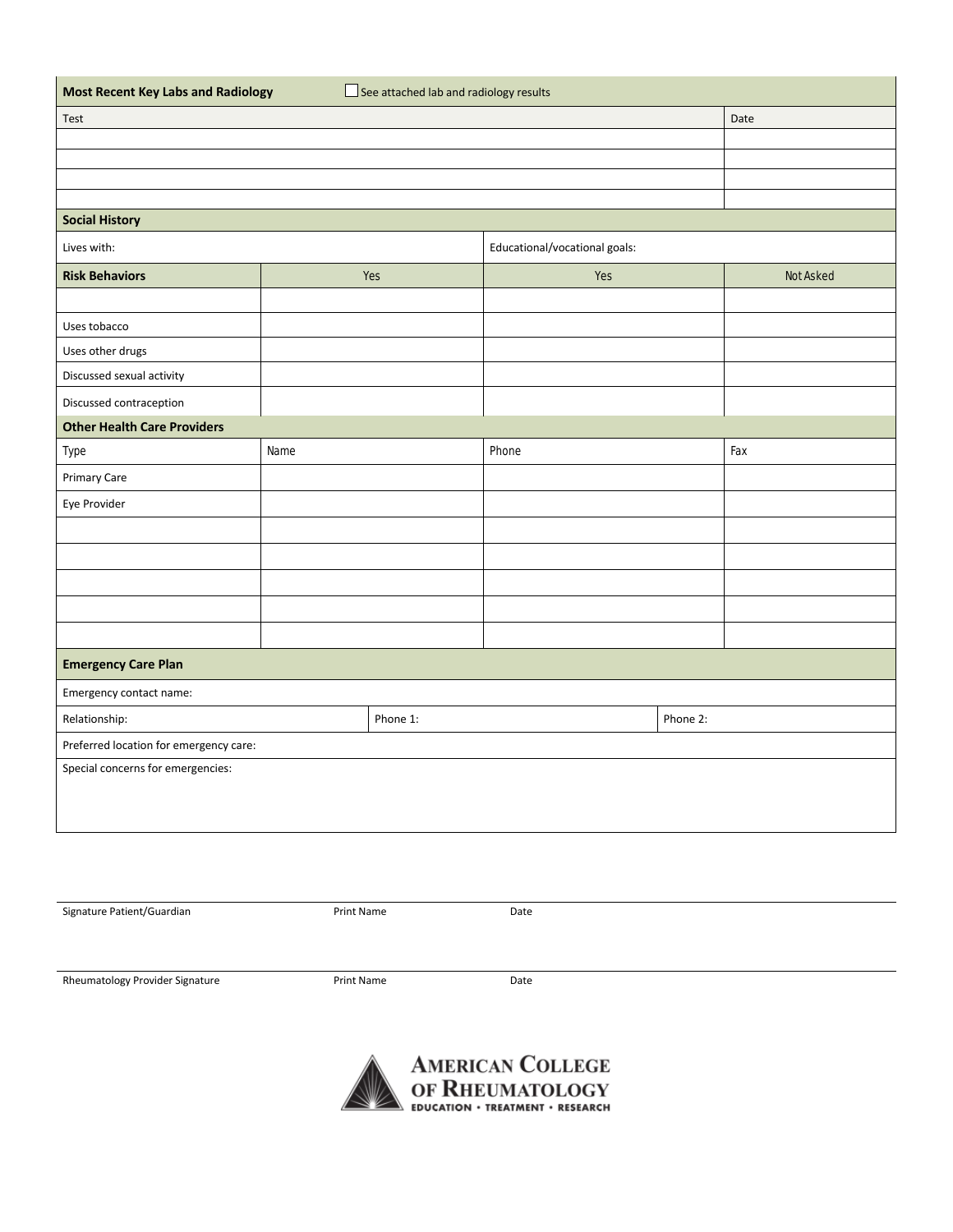| Most Recent Key Labs and Radiology ☐ See attached lab and radiology results | |
|---|---|
| Test | Date |
| | |
| | |
| | |
| | |

## Social History

| Lives with: | Educational/vocational goals: |
|---|---|

| Risk Behaviors | Yes | Yes | Not Asked |
|---|---|---|---|
| | | | |
| Uses tobacco | | | |
| Uses other drugs | | | |
| Discussed sexual activity | | | |
| Discussed contraception | | | |

## Other Health Care Providers

| Type | Name | Phone | Fax |
|---|---|---|---|
| Primary Care | | | |
| Eye Provider | | | |
| | | | |
| | | | |
| | | | |
| | | | |
| | | | |

## Emergency Care Plan

| | | |
|---|---|---|
| Emergency contact name: | | |
| Relationship: | Phone 1: | Phone 2: |
| Preferred location for emergency care: | | |
| Special concerns for emergencies: | | |

Signature Patient/Guardian    Print Name    Date

Rheumatology Provider Signature    Print Name    Date

AMERICAN COLLEGE OF RHEUMATOLOGY
EDUCATION • TREATMENT • RESEARCH